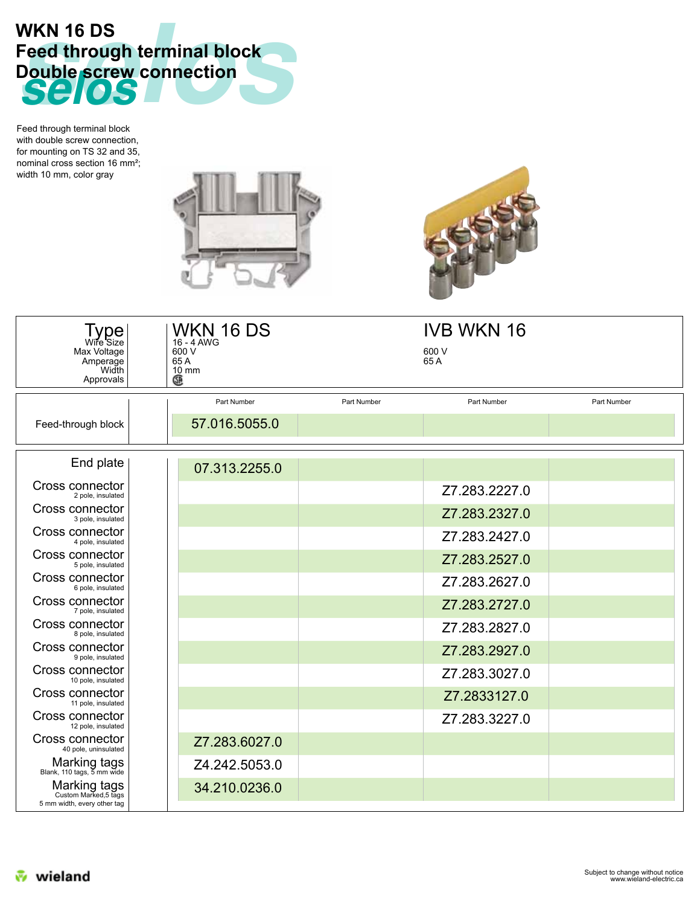# WKN 16 DS
# Feed through terminal block
# Double screw connection

Feed through terminal block with double screw connection, for mounting on TS 32 and 35, nominal cross section 16 mm²; width 10 mm, color gray

| Type | WKN 16 DS | | IVB WKN 16 | |
|---|---|---|---|---|
| Wire Size | 16 - 4 AWG | | | |
| Max Voltage | 600 V | | 600 V | |
| Amperage | 65 A | | 65 A | |
| Width | 10 mm | | | |
| Approvals | CSA | | | |

| | Part Number | Part Number | Part Number | Part Number |
|---|---|---|---|---|
| Feed-through block | 57.016.5055.0 | | | |

| | | | | |
|---|---|---|---|---|
| End plate | 07.313.2255.0 | | | |
| Cross connector 2 pole, insulated | | | Z7.283.2227.0 | |
| Cross connector 3 pole, insulated | | | Z7.283.2327.0 | |
| Cross connector 4 pole, insulated | | | Z7.283.2427.0 | |
| Cross connector 5 pole, insulated | | | Z7.283.2527.0 | |
| Cross connector 6 pole, insulated | | | Z7.283.2627.0 | |
| Cross connector 7 pole, insulated | | | Z7.283.2727.0 | |
| Cross connector 8 pole, insulated | | | Z7.283.2827.0 | |
| Cross connector 9 pole, insulated | | | Z7.283.2927.0 | |
| Cross connector 10 pole, insulated | | | Z7.283.3027.0 | |
| Cross connector 11 pole, insulated | | | Z7.2833127.0 | |
| Cross connector 12 pole, insulated | | | Z7.283.3227.0 | |
| Cross connector 40 pole, uninsulated | Z7.283.6027.0 | | | |
| Marking tags Blank, 110 tags, 5 mm wide | Z4.242.5053.0 | | | |
| Marking tags Custom Marked,5 tags 5 mm width, every other tag | 34.210.0236.0 | | | |

wieland

Subject to change without notice
www.wieland-electric.ca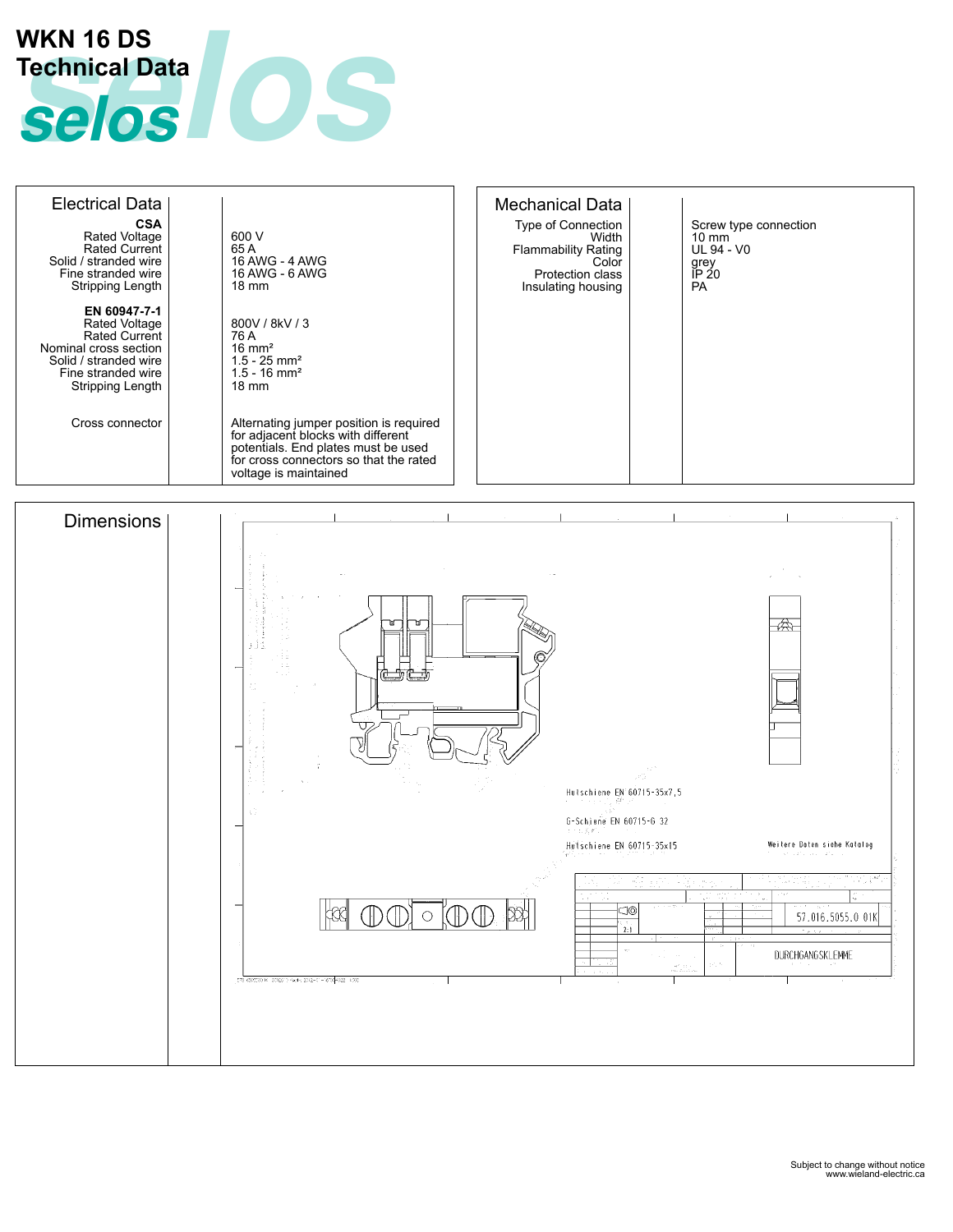# WKN 16 DS
## Technical Data

*selos*

## Electrical Data

| | |
|---|---|
| **CSA** | |
| Rated Voltage | 600 V |
| Rated Current | 65 A |
| Solid / stranded wire | 16 AWG - 4 AWG |
| Fine stranded wire | 16 AWG - 6 AWG |
| Stripping Length | 18 mm |
| **EN 60947-7-1** | |
| Rated Voltage | 800V / 8kV / 3 |
| Rated Current | 76 A |
| Nominal cross section | 16 mm² |
| Solid / stranded wire | 1.5 - 25 mm² |
| Fine stranded wire | 1.5 - 16 mm² |
| Stripping Length | 18 mm |
| Cross connector | Alternating jumper position is required for adjacent blocks with different potentials. End plates must be used for cross connectors so that the rated voltage is maintained |

## Mechanical Data

| | |
|---|---|
| Type of Connection | Screw type connection |
| Width | 10 mm |
| Flammability Rating | UL 94 - V0 |
| Color | grey |
| Protection class | IP 20 |
| Insulating housing | PA |

## Dimensions

Hutschiene EN 60715-35x7,5

G-Schiene EN 60715-G 32

Hutschiene EN 60715-35x15

Weitere Daten siehe Katalog

2:1

57.016.5055.0 01K

DURCHGANGSKLEMME

Subject to change without notice
www.wieland-electric.ca